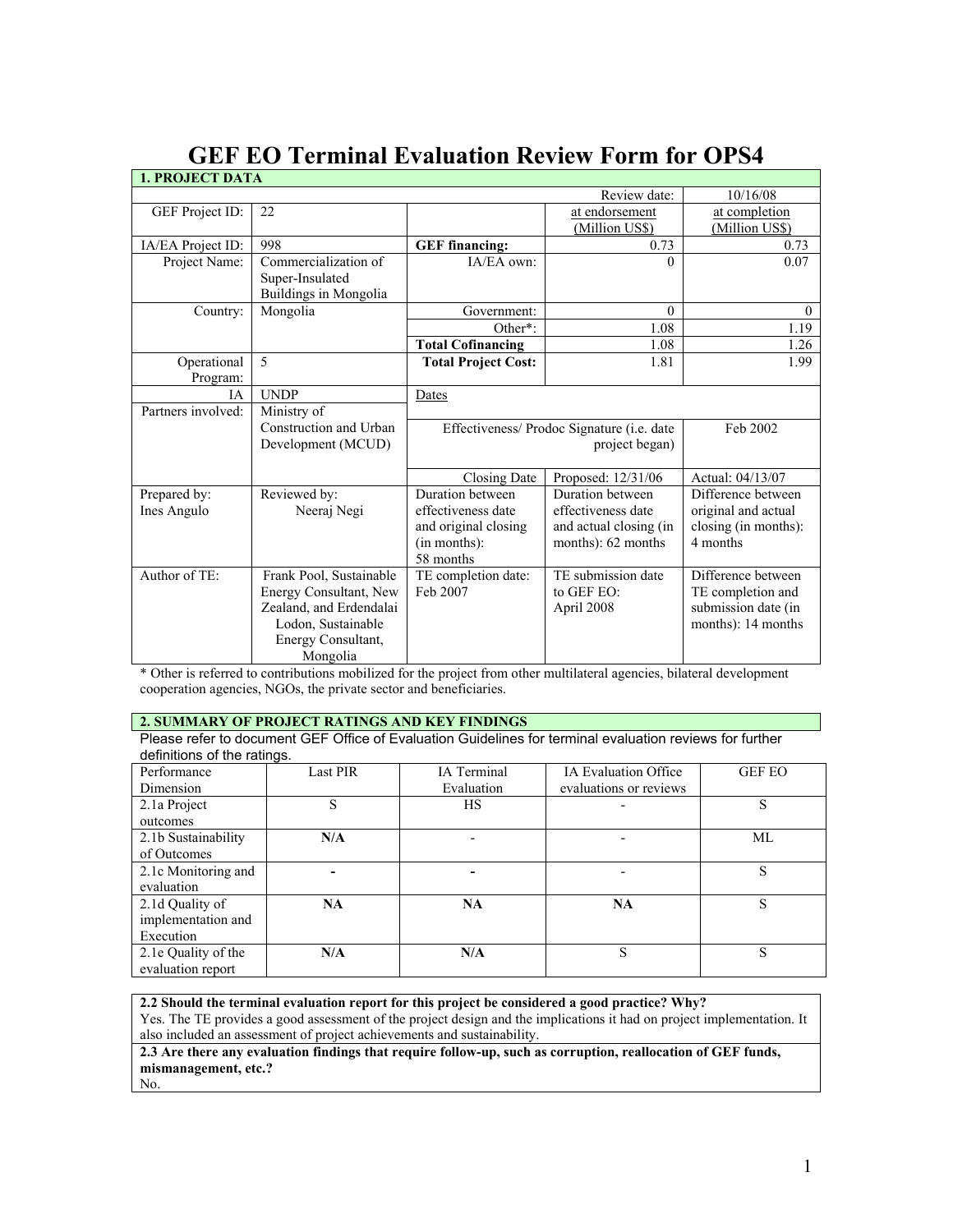# GEF EO Terminal Evaluation Review Form for OPS4

| 1. PROJECT DATA | | | | |
|---|---|---|---|---|
| | | | Review date: | 10/16/08 |
| GEF Project ID: | 22 | | at endorsement (Million US$) | at completion (Million US$) |
| IA/EA Project ID: | 998 | **GEF financing:** | 0.73 | 0.73 |
| Project Name: | Commercialization of Super-Insulated Buildings in Mongolia | IA/EA own: | 0 | 0.07 |
| Country: | Mongolia | Government: | 0 | 0 |
| | | Other*: | 1.08 | 1.19 |
| | | **Total Cofinancing** | 1.08 | 1.26 |
| Operational Program: | 5 | **Total Project Cost:** | 1.81 | 1.99 |
| IA | UNDP | Dates | | |
| Partners involved: | Ministry of Construction and Urban Development (MCUD) | Effectiveness/ Prodoc Signature (i.e. date project began) | | Feb 2002 |
| | | Closing Date | Proposed: 12/31/06 | Actual: 04/13/07 |
| Prepared by: Ines Angulo | Reviewed by: Neeraj Negi | Duration between effectiveness date and original closing (in months): 58 months | Duration between effectiveness date and actual closing (in months): 62 months | Difference between original and actual closing (in months): 4 months |
| Author of TE: | Frank Pool, Sustainable Energy Consultant, New Zealand, and Erdendalai Lodon, Sustainable Energy Consultant, Mongolia | TE completion date: Feb 2007 | TE submission date to GEF EO: April 2008 | Difference between TE completion and submission date (in months): 14 months |

* Other is referred to contributions mobilized for the project from other multilateral agencies, bilateral development cooperation agencies, NGOs, the private sector and beneficiaries.

## 2. SUMMARY OF PROJECT RATINGS AND KEY FINDINGS

Please refer to document GEF Office of Evaluation Guidelines for terminal evaluation reviews for further definitions of the ratings.

| Performance Dimension | Last PIR | IA Terminal Evaluation | IA Evaluation Office evaluations or reviews | GEF EO |
|---|---|---|---|---|
| 2.1a Project outcomes | S | HS | - | S |
| 2.1b Sustainability of Outcomes | **N/A** | - | - | ML |
| 2.1c Monitoring and evaluation | **-** | **-** | - | S |
| 2.1d Quality of implementation and Execution | **NA** | **NA** | **NA** | S |
| 2.1e Quality of the evaluation report | **N/A** | **N/A** | S | S |

**2.2 Should the terminal evaluation report for this project be considered a good practice? Why?**

Yes. The TE provides a good assessment of the project design and the implications it had on project implementation. It also included an assessment of project achievements and sustainability.

**2.3 Are there any evaluation findings that require follow-up, such as corruption, reallocation of GEF funds, mismanagement, etc.?**

No.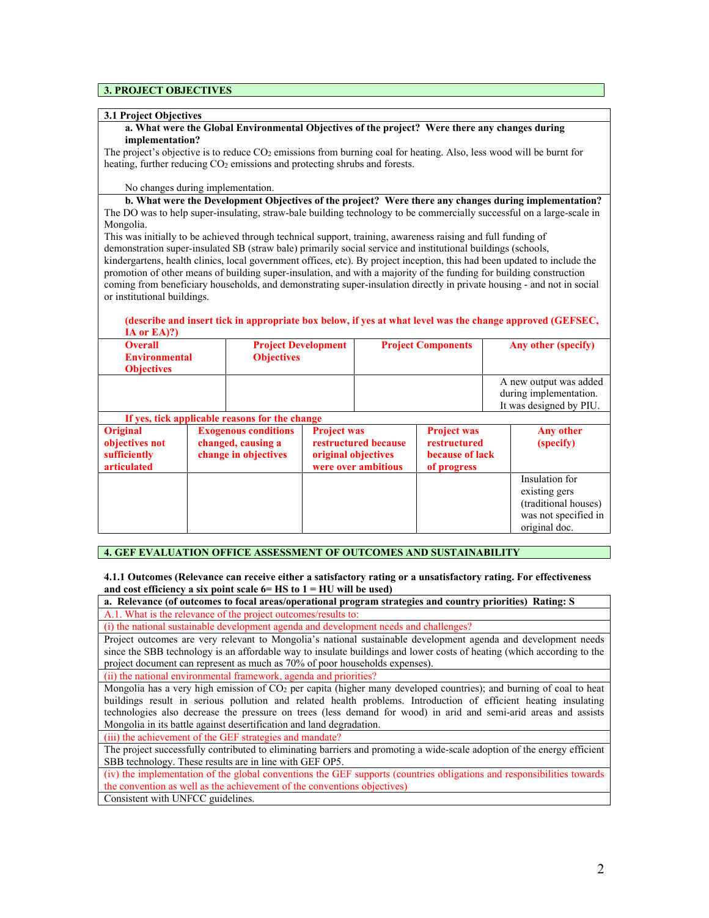## 3. PROJECT OBJECTIVES

### 3.1 Project Objectives

**a. What were the Global Environmental Objectives of the project? Were there any changes during implementation?**

The project's objective is to reduce $CO_2$ emissions from burning coal for heating. Also, less wood will be burnt for heating, further reducing $CO_2$ emissions and protecting shrubs and forests.

No changes during implementation.

**b. What were the Development Objectives of the project? Were there any changes during implementation?**

The DO was to help super-insulating, straw-bale building technology to be commercially successful on a large-scale in Mongolia.

This was initially to be achieved through technical support, training, awareness raising and full funding of demonstration super-insulated SB (straw bale) primarily social service and institutional buildings (schools, kindergartens, health clinics, local government offices, etc). By project inception, this had been updated to include the promotion of other means of building super-insulation, and with a majority of the funding for building construction coming from beneficiary households, and demonstrating super-insulation directly in private housing - and not in social or institutional buildings.

**(describe and insert tick in appropriate box below, if yes at what level was the change approved (GEFSEC, IA or EA)?)**

| Overall Environmental Objectives | Project Development Objectives | Project Components | Any other (specify) |
|---|---|---|---|
| | | | A new output was added during implementation. It was designed by PIU. |

**If yes, tick applicable reasons for the change**

| Original objectives not sufficiently articulated | Exogenous conditions changed, causing a change in objectives | Project was restructured because original objectives were over ambitious | Project was restructured because of lack of progress | Any other (specify) |
|---|---|---|---|---|
| | | | | Insulation for existing gers (traditional houses) was not specified in original doc. |

## 4. GEF EVALUATION OFFICE ASSESSMENT OF OUTCOMES AND SUSTAINABILITY

**4.1.1 Outcomes (Relevance can receive either a satisfactory rating or a unsatisfactory rating. For effectiveness and cost efficiency a six point scale 6= HS to 1 = HU will be used)**

**a. Relevance (of outcomes to focal areas/operational program strategies and country priorities) Rating: S**

A.1. What is the relevance of the project outcomes/results to:

(i) the national sustainable development agenda and development needs and challenges?

Project outcomes are very relevant to Mongolia's national sustainable development agenda and development needs since the SBB technology is an affordable way to insulate buildings and lower costs of heating (which according to the project document can represent as much as 70% of poor households expenses).

(ii) the national environmental framework, agenda and priorities?

Mongolia has a very high emission of $CO_2$ per capita (higher many developed countries); and burning of coal to heat buildings result in serious pollution and related health problems. Introduction of efficient heating insulating technologies also decrease the pressure on trees (less demand for wood) in arid and semi-arid areas and assists Mongolia in its battle against desertification and land degradation.

(iii) the achievement of the GEF strategies and mandate?

The project successfully contributed to eliminating barriers and promoting a wide-scale adoption of the energy efficient SBB technology. These results are in line with GEF OP5.

(iv) the implementation of the global conventions the GEF supports (countries obligations and responsibilities towards the convention as well as the achievement of the conventions objectives)

Consistent with UNFCC guidelines.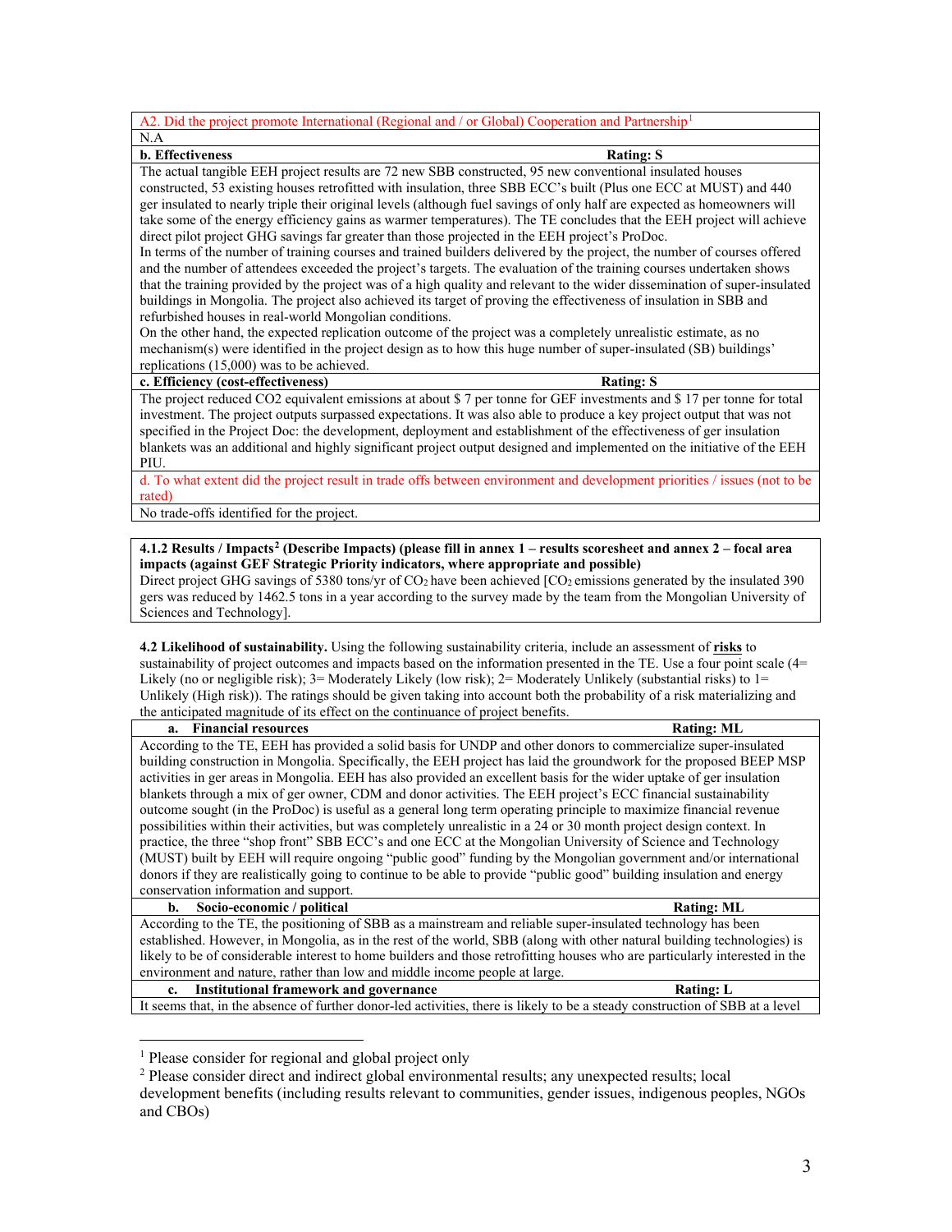A2. Did the project promote International (Regional and / or Global) Cooperation and Partnership[1]

N.A

**b. Effectiveness** **Rating: S**

The actual tangible EEH project results are 72 new SBB constructed, 95 new conventional insulated houses constructed, 53 existing houses retrofitted with insulation, three SBB ECC's built (Plus one ECC at MUST) and 440 ger insulated to nearly triple their original levels (although fuel savings of only half are expected as homeowners will take some of the energy efficiency gains as warmer temperatures). The TE concludes that the EEH project will achieve direct pilot project GHG savings far greater than those projected in the EEH project's ProDoc.

In terms of the number of training courses and trained builders delivered by the project, the number of courses offered and the number of attendees exceeded the project's targets. The evaluation of the training courses undertaken shows that the training provided by the project was of a high quality and relevant to the wider dissemination of super-insulated buildings in Mongolia. The project also achieved its target of proving the effectiveness of insulation in SBB and refurbished houses in real-world Mongolian conditions.

On the other hand, the expected replication outcome of the project was a completely unrealistic estimate, as no mechanism(s) were identified in the project design as to how this huge number of super-insulated (SB) buildings' replications (15,000) was to be achieved.

**c. Efficiency (cost-effectiveness)** **Rating: S**

The project reduced CO2 equivalent emissions at about $ 7 per tonne for GEF investments and $ 17 per tonne for total investment. The project outputs surpassed expectations. It was also able to produce a key project output that was not specified in the Project Doc: the development, deployment and establishment of the effectiveness of ger insulation blankets was an additional and highly significant project output designed and implemented on the initiative of the EEH PIU.

d. To what extent did the project result in trade offs between environment and development priorities / issues (not to be rated)

No trade-offs identified for the project.

**4.1.2 Results / Impacts[2] (Describe Impacts) (please fill in annex 1 – results scoresheet and annex 2 – focal area impacts (against GEF Strategic Priority indicators, where appropriate and possible)**

Direct project GHG savings of 5380 tons/yr of $CO_2$ have been achieved [$CO_2$ emissions generated by the insulated 390 gers was reduced by 1462.5 tons in a year according to the survey made by the team from the Mongolian University of Sciences and Technology].

**4.2 Likelihood of sustainability.** Using the following sustainability criteria, include an assessment of **risks** to sustainability of project outcomes and impacts based on the information presented in the TE. Use a four point scale (4= Likely (no or negligible risk); 3= Moderately Likely (low risk); 2= Moderately Unlikely (substantial risks) to 1= Unlikely (High risk)). The ratings should be given taking into account both the probability of a risk materializing and the anticipated magnitude of its effect on the continuance of project benefits.

**a. Financial resources** **Rating: ML**

According to the TE, EEH has provided a solid basis for UNDP and other donors to commercialize super-insulated building construction in Mongolia. Specifically, the EEH project has laid the groundwork for the proposed BEEP MSP activities in ger areas in Mongolia. EEH has also provided an excellent basis for the wider uptake of ger insulation blankets through a mix of ger owner, CDM and donor activities. The EEH project's ECC financial sustainability outcome sought (in the ProDoc) is useful as a general long term operating principle to maximize financial revenue possibilities within their activities, but was completely unrealistic in a 24 or 30 month project design context. In practice, the three "shop front" SBB ECC's and one ECC at the Mongolian University of Science and Technology (MUST) built by EEH will require ongoing "public good" funding by the Mongolian government and/or international donors if they are realistically going to continue to be able to provide "public good" building insulation and energy conservation information and support.

**b. Socio-economic / political** **Rating: ML**

According to the TE, the positioning of SBB as a mainstream and reliable super-insulated technology has been established. However, in Mongolia, as in the rest of the world, SBB (along with other natural building technologies) is likely to be of considerable interest to home builders and those retrofitting houses who are particularly interested in the environment and nature, rather than low and middle income people at large.

**c. Institutional framework and governance** **Rating: L**

It seems that, in the absence of further donor-led activities, there is likely to be a steady construction of SBB at a level

[1] Please consider for regional and global project only

[2] Please consider direct and indirect global environmental results; any unexpected results; local development benefits (including results relevant to communities, gender issues, indigenous peoples, NGOs and CBOs)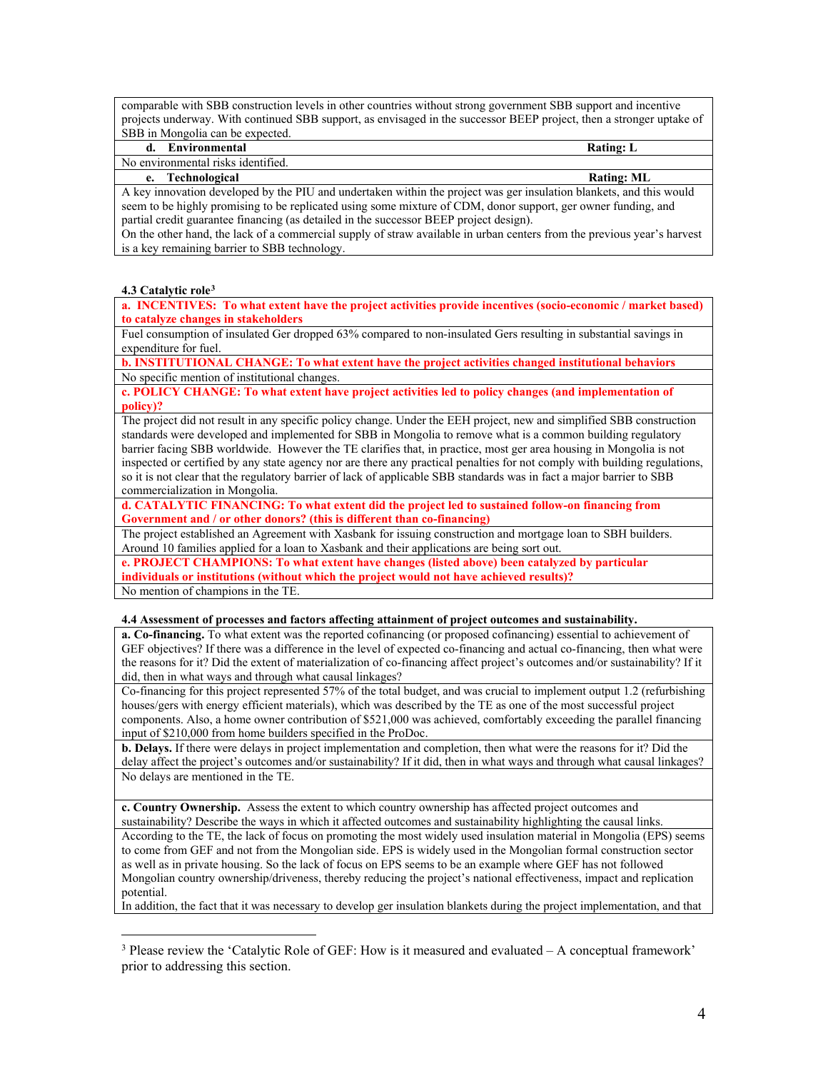| |
|---|
| comparable with SBB construction levels in other countries without strong government SBB support and incentive projects underway. With continued SBB support, as envisaged in the successor BEEP project, then a stronger uptake of SBB in Mongolia can be expected. |

| **d. Environmental** | **Rating: L** |
|---|---|
| No environmental risks identified. | |

| **e. Technological** | **Rating: ML** |
|---|---|
| A key innovation developed by the PIU and undertaken within the project was ger insulation blankets, and this would seem to be highly promising to be replicated using some mixture of CDM, donor support, ger owner funding, and partial credit guarantee financing (as detailed in the successor BEEP project design). On the other hand, the lack of a commercial supply of straw available in urban centers from the previous year's harvest is a key remaining barrier to SBB technology. | |

**4.3 Catalytic role**[3]

| |
|---|
| **a. INCENTIVES: To what extent have the project activities provide incentives (socio-economic / market based) to catalyze changes in stakeholders** |
| Fuel consumption of insulated Ger dropped 63% compared to non-insulated Gers resulting in substantial savings in expenditure for fuel. |
| **b. INSTITUTIONAL CHANGE: To what extent have the project activities changed institutional behaviors** |
| No specific mention of institutional changes. |
| **c. POLICY CHANGE: To what extent have project activities led to policy changes (and implementation of policy)?** |
| The project did not result in any specific policy change. Under the EEH project, new and simplified SBB construction standards were developed and implemented for SBB in Mongolia to remove what is a common building regulatory barrier facing SBB worldwide. However the TE clarifies that, in practice, most ger area housing in Mongolia is not inspected or certified by any state agency nor are there any practical penalties for not comply with building regulations, so it is not clear that the regulatory barrier of lack of applicable SBB standards was in fact a major barrier to SBB commercialization in Mongolia. |
| **d. CATALYTIC FINANCING: To what extent did the project led to sustained follow-on financing from Government and / or other donors? (this is different than co-financing)** |
| The project established an Agreement with Xasbank for issuing construction and mortgage loan to SBH builders. Around 10 families applied for a loan to Xasbank and their applications are being sort out. |
| **e. PROJECT CHAMPIONS: To what extent have changes (listed above) been catalyzed by particular individuals or institutions (without which the project would not have achieved results)?** |
| No mention of champions in the TE. |

**4.4 Assessment of processes and factors affecting attainment of project outcomes and sustainability.**

| |
|---|
| **a. Co-financing.** To what extent was the reported cofinancing (or proposed cofinancing) essential to achievement of GEF objectives? If there was a difference in the level of expected co-financing and actual co-financing, then what were the reasons for it? Did the extent of materialization of co-financing affect project's outcomes and/or sustainability? If it did, then in what ways and through what causal linkages? |
| Co-financing for this project represented 57% of the total budget, and was crucial to implement output 1.2 (refurbishing houses/gers with energy efficient materials), which was described by the TE as one of the most successful project components. Also, a home owner contribution of $521,000 was achieved, comfortably exceeding the parallel financing input of $210,000 from home builders specified in the ProDoc. |
| **b. Delays.** If there were delays in project implementation and completion, then what were the reasons for it? Did the delay affect the project's outcomes and/or sustainability? If it did, then in what ways and through what causal linkages? |
| No delays are mentioned in the TE. |
| **c. Country Ownership.** Assess the extent to which country ownership has affected project outcomes and sustainability? Describe the ways in which it affected outcomes and sustainability highlighting the causal links. |
| According to the TE, the lack of focus on promoting the most widely used insulation material in Mongolia (EPS) seems to come from GEF and not from the Mongolian side. EPS is widely used in the Mongolian formal construction sector as well as in private housing. So the lack of focus on EPS seems to be an example where GEF has not followed Mongolian country ownership/driveness, thereby reducing the project's national effectiveness, impact and replication potential. In addition, the fact that it was necessary to develop ger insulation blankets during the project implementation, and that |

[3] Please review the 'Catalytic Role of GEF: How is it measured and evaluated – A conceptual framework' prior to addressing this section.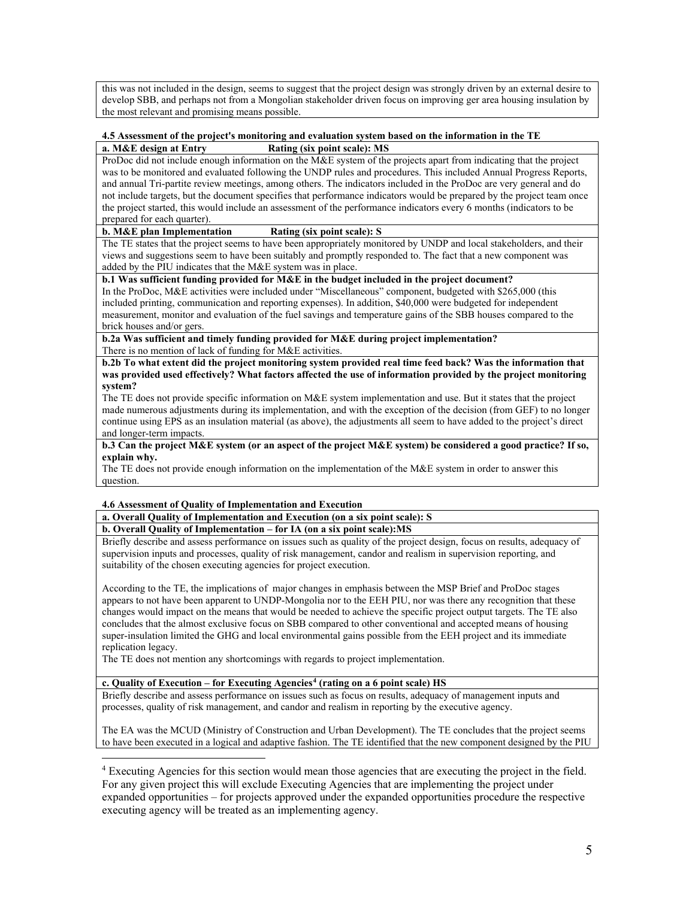this was not included in the design, seems to suggest that the project design was strongly driven by an external desire to develop SBB, and perhaps not from a Mongolian stakeholder driven focus on improving ger area housing insulation by the most relevant and promising means possible.

**4.5 Assessment of the project's monitoring and evaluation system based on the information in the TE**

**a. M&E design at Entry Rating (six point scale): MS**

ProDoc did not include enough information on the M&E system of the projects apart from indicating that the project was to be monitored and evaluated following the UNDP rules and procedures. This included Annual Progress Reports, and annual Tri-partite review meetings, among others. The indicators included in the ProDoc are very general and do not include targets, but the document specifies that performance indicators would be prepared by the project team once the project started, this would include an assessment of the performance indicators every 6 months (indicators to be prepared for each quarter).

**b. M&E plan Implementation Rating (six point scale): S**

The TE states that the project seems to have been appropriately monitored by UNDP and local stakeholders, and their views and suggestions seem to have been suitably and promptly responded to. The fact that a new component was added by the PIU indicates that the M&E system was in place.

**b.1 Was sufficient funding provided for M&E in the budget included in the project document?**

In the ProDoc, M&E activities were included under "Miscellaneous" component, budgeted with $265,000 (this included printing, communication and reporting expenses). In addition, $40,000 were budgeted for independent measurement, monitor and evaluation of the fuel savings and temperature gains of the SBB houses compared to the brick houses and/or gers.

**b.2a Was sufficient and timely funding provided for M&E during project implementation?**

There is no mention of lack of funding for M&E activities.

**b.2b To what extent did the project monitoring system provided real time feed back? Was the information that was provided used effectively? What factors affected the use of information provided by the project monitoring system?**

The TE does not provide specific information on M&E system implementation and use. But it states that the project made numerous adjustments during its implementation, and with the exception of the decision (from GEF) to no longer continue using EPS as an insulation material (as above), the adjustments all seem to have added to the project's direct and longer-term impacts.

**b.3 Can the project M&E system (or an aspect of the project M&E system) be considered a good practice? If so, explain why.**

The TE does not provide enough information on the implementation of the M&E system in order to answer this question.

**4.6 Assessment of Quality of Implementation and Execution**

**a. Overall Quality of Implementation and Execution (on a six point scale): S**

**b. Overall Quality of Implementation – for IA (on a six point scale):MS**

Briefly describe and assess performance on issues such as quality of the project design, focus on results, adequacy of supervision inputs and processes, quality of risk management, candor and realism in supervision reporting, and suitability of the chosen executing agencies for project execution.

According to the TE, the implications of major changes in emphasis between the MSP Brief and ProDoc stages appears to not have been apparent to UNDP-Mongolia nor to the EEH PIU, nor was there any recognition that these changes would impact on the means that would be needed to achieve the specific project output targets. The TE also concludes that the almost exclusive focus on SBB compared to other conventional and accepted means of housing super-insulation limited the GHG and local environmental gains possible from the EEH project and its immediate replication legacy.

The TE does not mention any shortcomings with regards to project implementation.

**c. Quality of Execution – for Executing Agencies[4] (rating on a 6 point scale) HS**

Briefly describe and assess performance on issues such as focus on results, adequacy of management inputs and processes, quality of risk management, and candor and realism in reporting by the executive agency.

The EA was the MCUD (Ministry of Construction and Urban Development). The TE concludes that the project seems to have been executed in a logical and adaptive fashion. The TE identified that the new component designed by the PIU

[4] Executing Agencies for this section would mean those agencies that are executing the project in the field. For any given project this will exclude Executing Agencies that are implementing the project under expanded opportunities – for projects approved under the expanded opportunities procedure the respective executing agency will be treated as an implementing agency.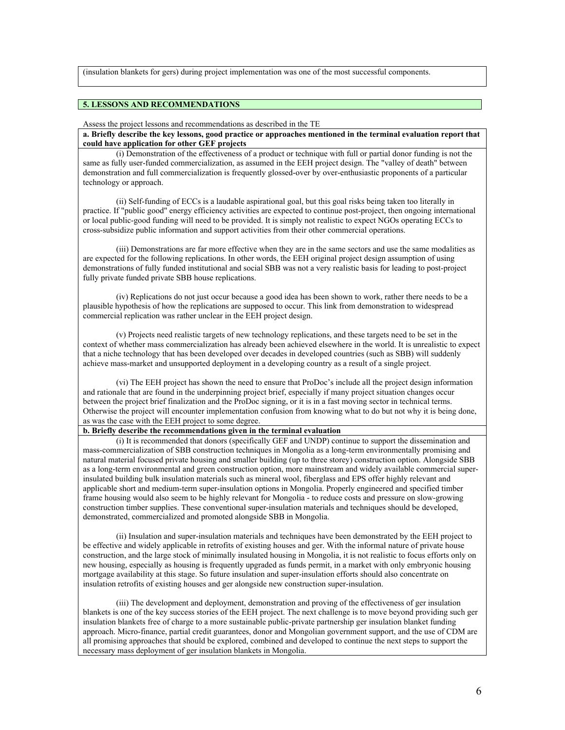(insulation blankets for gers) during project implementation was one of the most successful components.

## 5. LESSONS AND RECOMMENDATIONS

Assess the project lessons and recommendations as described in the TE

**a. Briefly describe the key lessons, good practice or approaches mentioned in the terminal evaluation report that could have application for other GEF projects**

(i) Demonstration of the effectiveness of a product or technique with full or partial donor funding is not the same as fully user-funded commercialization, as assumed in the EEH project design. The "valley of death" between demonstration and full commercialization is frequently glossed-over by over-enthusiastic proponents of a particular technology or approach.

(ii) Self-funding of ECCs is a laudable aspirational goal, but this goal risks being taken too literally in practice. If "public good" energy efficiency activities are expected to continue post-project, then ongoing international or local public-good funding will need to be provided. It is simply not realistic to expect NGOs operating ECCs to cross-subsidize public information and support activities from their other commercial operations.

(iii) Demonstrations are far more effective when they are in the same sectors and use the same modalities as are expected for the following replications. In other words, the EEH original project design assumption of using demonstrations of fully funded institutional and social SBB was not a very realistic basis for leading to post-project fully private funded private SBB house replications.

(iv) Replications do not just occur because a good idea has been shown to work, rather there needs to be a plausible hypothesis of how the replications are supposed to occur. This link from demonstration to widespread commercial replication was rather unclear in the EEH project design.

(v) Projects need realistic targets of new technology replications, and these targets need to be set in the context of whether mass commercialization has already been achieved elsewhere in the world. It is unrealistic to expect that a niche technology that has been developed over decades in developed countries (such as SBB) will suddenly achieve mass-market and unsupported deployment in a developing country as a result of a single project.

(vi) The EEH project has shown the need to ensure that ProDoc's include all the project design information and rationale that are found in the underpinning project brief, especially if many project situation changes occur between the project brief finalization and the ProDoc signing, or it is in a fast moving sector in technical terms. Otherwise the project will encounter implementation confusion from knowing what to do but not why it is being done, as was the case with the EEH project to some degree.

**b. Briefly describe the recommendations given in the terminal evaluation**

(i) It is recommended that donors (specifically GEF and UNDP) continue to support the dissemination and mass-commercialization of SBB construction techniques in Mongolia as a long-term environmentally promising and natural material focused private housing and smaller building (up to three storey) construction option. Alongside SBB as a long-term environmental and green construction option, more mainstream and widely available commercial super-insulated building bulk insulation materials such as mineral wool, fiberglass and EPS offer highly relevant and applicable short and medium-term super-insulation options in Mongolia. Properly engineered and specified timber frame housing would also seem to be highly relevant for Mongolia - to reduce costs and pressure on slow-growing construction timber supplies. These conventional super-insulation materials and techniques should be developed, demonstrated, commercialized and promoted alongside SBB in Mongolia.

(ii) Insulation and super-insulation materials and techniques have been demonstrated by the EEH project to be effective and widely applicable in retrofits of existing houses and ger. With the informal nature of private house construction, and the large stock of minimally insulated housing in Mongolia, it is not realistic to focus efforts only on new housing, especially as housing is frequently upgraded as funds permit, in a market with only embryonic housing mortgage availability at this stage. So future insulation and super-insulation efforts should also concentrate on insulation retrofits of existing houses and ger alongside new construction super-insulation.

(iii) The development and deployment, demonstration and proving of the effectiveness of ger insulation blankets is one of the key success stories of the EEH project. The next challenge is to move beyond providing such ger insulation blankets free of charge to a more sustainable public-private partnership ger insulation blanket funding approach. Micro-finance, partial credit guarantees, donor and Mongolian government support, and the use of CDM are all promising approaches that should be explored, combined and developed to continue the next steps to support the necessary mass deployment of ger insulation blankets in Mongolia.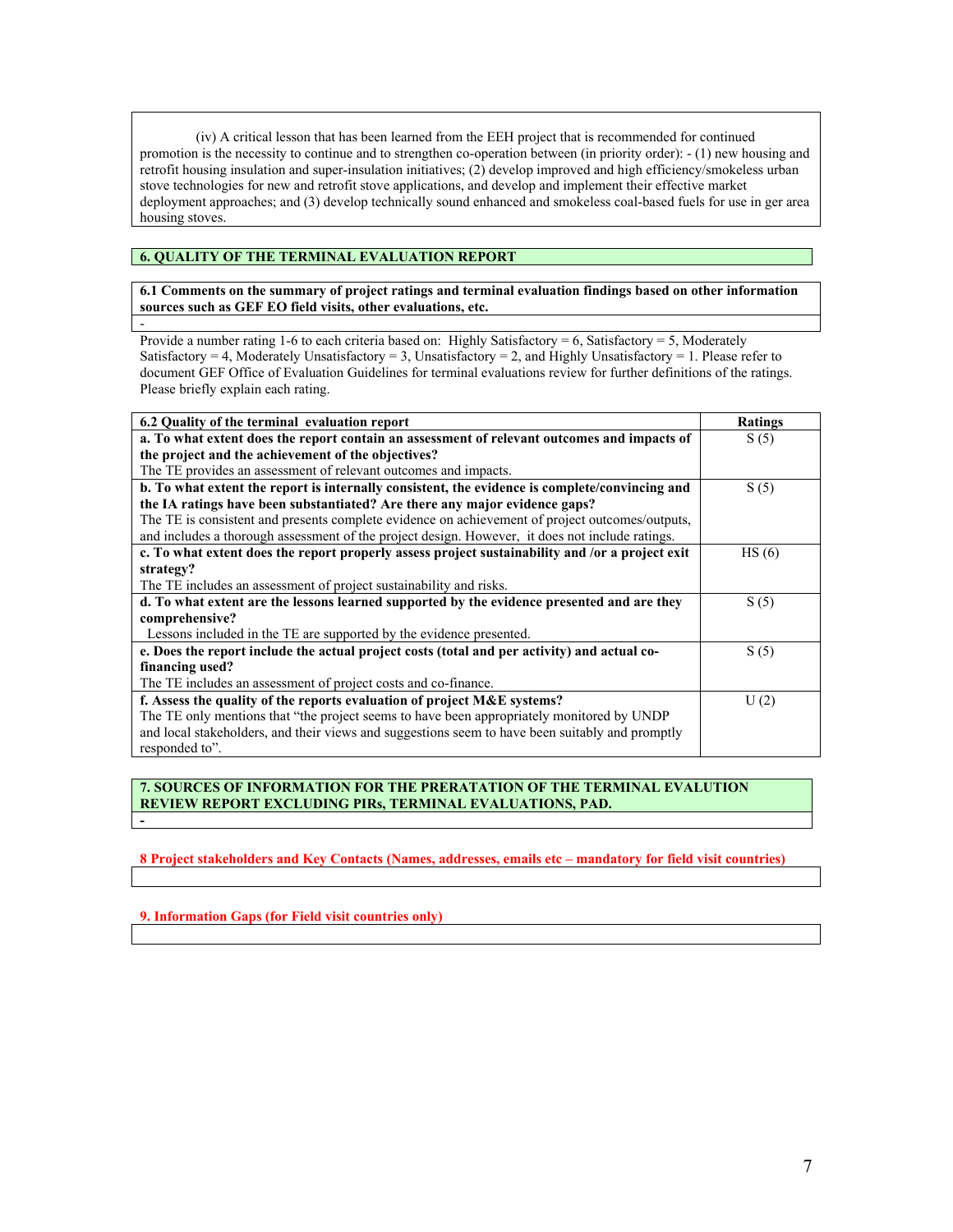(iv) A critical lesson that has been learned from the EEH project that is recommended for continued promotion is the necessity to continue and to strengthen co-operation between (in priority order): - (1) new housing and retrofit housing insulation and super-insulation initiatives; (2) develop improved and high efficiency/smokeless urban stove technologies for new and retrofit stove applications, and develop and implement their effective market deployment approaches; and (3) develop technically sound enhanced and smokeless coal-based fuels for use in ger area housing stoves.

## 6. QUALITY OF THE TERMINAL EVALUATION REPORT

**6.1 Comments on the summary of project ratings and terminal evaluation findings based on other information sources such as GEF EO field visits, other evaluations, etc.**

-

Provide a number rating 1-6 to each criteria based on: Highly Satisfactory = 6, Satisfactory = 5, Moderately Satisfactory = 4, Moderately Unsatisfactory = 3, Unsatisfactory = 2, and Highly Unsatisfactory = 1. Please refer to document GEF Office of Evaluation Guidelines for terminal evaluations review for further definitions of the ratings. Please briefly explain each rating.

| 6.2 Quality of the terminal evaluation report | Ratings |
|---|---|
| **a. To what extent does the report contain an assessment of relevant outcomes and impacts of the project and the achievement of the objectives?** The TE provides an assessment of relevant outcomes and impacts. | S (5) |
| **b. To what extent the report is internally consistent, the evidence is complete/convincing and the IA ratings have been substantiated? Are there any major evidence gaps?** The TE is consistent and presents complete evidence on achievement of project outcomes/outputs, and includes a thorough assessment of the project design. However, it does not include ratings. | S (5) |
| **c. To what extent does the report properly assess project sustainability and /or a project exit strategy?** The TE includes an assessment of project sustainability and risks. | HS (6) |
| **d. To what extent are the lessons learned supported by the evidence presented and are they comprehensive?** Lessons included in the TE are supported by the evidence presented. | S (5) |
| **e. Does the report include the actual project costs (total and per activity) and actual co-financing used?** The TE includes an assessment of project costs and co-finance. | S (5) |
| **f. Assess the quality of the reports evaluation of project M&E systems?** The TE only mentions that "the project seems to have been appropriately monitored by UNDP and local stakeholders, and their views and suggestions seem to have been suitably and promptly responded to". | U (2) |

## 7. SOURCES OF INFORMATION FOR THE PRERATATION OF THE TERMINAL EVALUTION REVIEW REPORT EXCLUDING PIRs, TERMINAL EVALUATIONS, PAD.

**-**

## 8 Project stakeholders and Key Contacts (Names, addresses, emails etc – mandatory for field visit countries)

## 9. Information Gaps (for Field visit countries only)